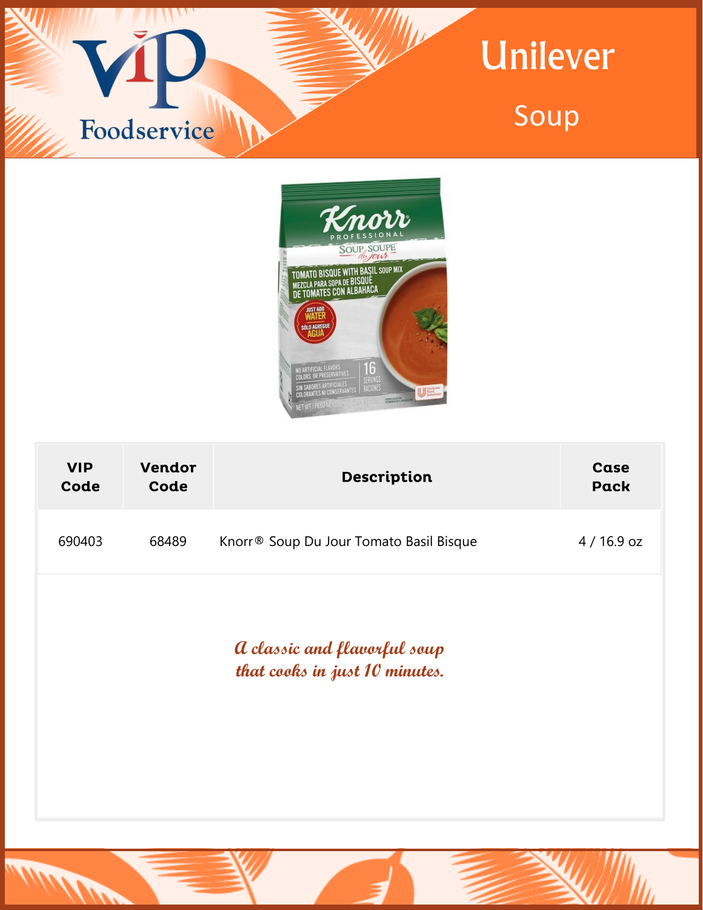# Unilever

## Soup

| VIP Code | Vendor Code | Description | Case Pack |
|---|---|---|---|
| 690403 | 68489 | Knorr® Soup Du Jour Tomato Basil Bisque | 4 / 16.9 oz |

*A classic and flavorful soup that cooks in just 10 minutes.*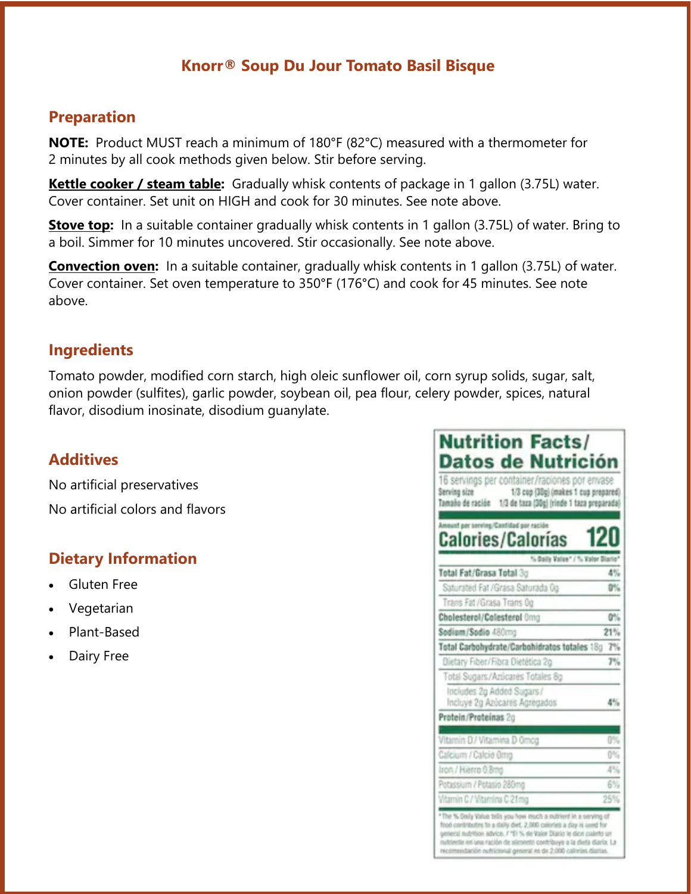# Knorr® Soup Du Jour Tomato Basil Bisque

## Preparation

**NOTE:** Product MUST reach a minimum of 180°F (82°C) measured with a thermometer for 2 minutes by all cook methods given below. Stir before serving.

**Kettle cooker / steam table:** Gradually whisk contents of package in 1 gallon (3.75L) water. Cover container. Set unit on HIGH and cook for 30 minutes. See note above.

**Stove top:** In a suitable container gradually whisk contents in 1 gallon (3.75L) of water. Bring to a boil. Simmer for 10 minutes uncovered. Stir occasionally. See note above.

**Convection oven:** In a suitable container, gradually whisk contents in 1 gallon (3.75L) of water. Cover container. Set oven temperature to 350°F (176°C) and cook for 45 minutes. See note above.

## Ingredients

Tomato powder, modified corn starch, high oleic sunflower oil, corn syrup solids, sugar, salt, onion powder (sulfites), garlic powder, soybean oil, pea flour, celery powder, spices, natural flavor, disodium inosinate, disodium guanylate.

## Additives

No artificial preservatives

No artificial colors and flavors

## Dietary Information

- Gluten Free
- Vegetarian
- Plant-Based
- Dairy Free

**Nutrition Facts/ Datos de Nutrición**

16 servings per container/raciones por envase

Serving size 1/3 cup (30g) (makes 1 cup prepared)

Tamaño de ración 1/3 de taza (30g) (rinde 1 taza preparada)

Amount per serving/Cantidad por ración

**Calories/Calorías 120**

| | % Daily Value* / % Valor Diario* |
|---|---|
| **Total Fat/Grasa Total** 3g | 4% |
| Saturated Fat /Grasa Saturada 0g | 0% |
| Trans Fat /Grasa Trans 0g | |
| **Cholesterol/Colesterol** 0mg | 0% |
| **Sodium/Sodio** 480mg | 21% |
| **Total Carbohydrate/Carbohidratos totales** 18g | 7% |
| Dietary Fiber/Fibra Dietética 2g | 7% |
| Total Sugars/Azúcares Totales 8g | |
| Includes 2g Added Sugars / Incluye 2g Azúcares Agregados | 4% |
| **Protein/Proteínas** 2g | |
| Vitamin D / Vitamina D 0mcg | 0% |
| Calcium / Calcio 0mg | 0% |
| Iron / Hierro 0.8mg | 4% |
| Potassium / Potasio 280mg | 6% |
| Vitamin C / Vitamina C 21mg | 25% |

*The % Daily Value tells you how much a nutrient in a serving of food contributes to a daily diet. 2,000 calories a day is used for general nutrition advice. / *El % de Valor Diario le dice cuánto un nutriente en una ración de alimento contribuye a la dieta diaria. La recomendación nutricional general es de 2,000 calorías diarias.